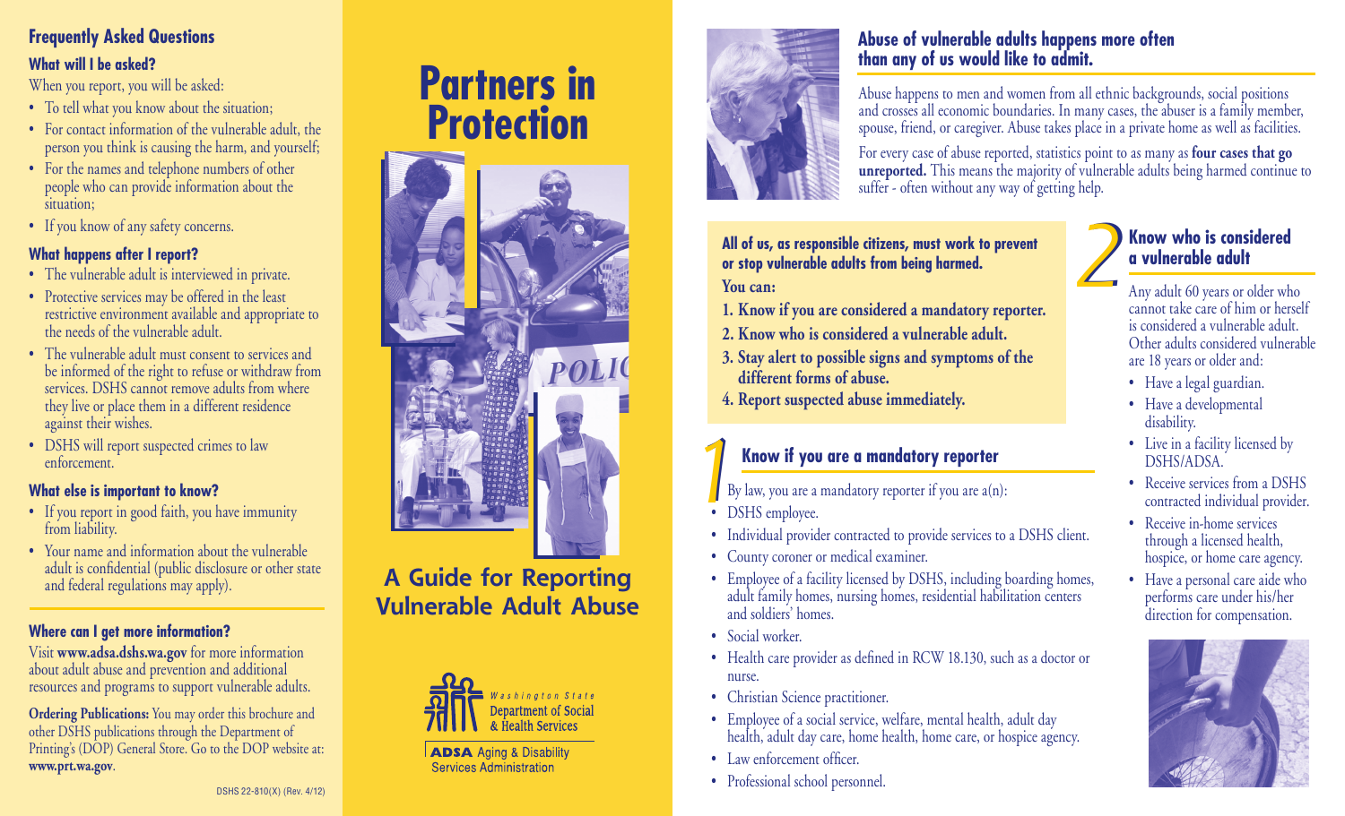## Frequently Asked Questions

### What will I be asked?

When you report, you will be asked:

- To tell what you know about the situation;
- For contact information of the vulnerable adult, the person you think is causing the harm, and yourself;
- For the names and telephone numbers of other people who can provide information about the situation;
- If you know of any safety concerns.

### What happens after I report?

- The vulnerable adult is interviewed in private.
- Protective services may be offered in the least restrictive environment available and appropriate to the needs of the vulnerable adult.
- The vulnerable adult must consent to services and be informed of the right to refuse or withdraw from services. DSHS cannot remove adults from where they live or place them in a different residence against their wishes.
- DSHS will report suspected crimes to law enforcement.

### What else is important to know?

- If you report in good faith, you have immunity from liability.
- Your name and information about the vulnerable adult is confidential (public disclosure or other state and federal regulations may apply).

### Where can I get more information?

Visit **www.adsa.dshs.wa.gov** for more information about adult abuse and prevention and additional resources and programs to support vulnerable adults.

**Ordering Publications:** You may order this brochure and other DSHS publications through the Department of Printing's (DOP) General Store. Go to the DOP website at: **www.prt.wa.gov**.

DSHS 22-810(X) (Rev. 4/12)

# Partners in Protection

## A Guide for Reporting Vulnerable Adult Abuse

Washington State Department of Social & Health Services

ADSA Aging & Disability Services Administration

## Abuse of vulnerable adults happens more often than any of us would like to admit.

Abuse happens to men and women from all ethnic backgrounds, social positions and crosses all economic boundaries. In many cases, the abuser is a family member, spouse, friend, or caregiver. Abuse takes place in a private home as well as facilities.

For every case of abuse reported, statistics point to as many as **four cases that go unreported.** This means the majority of vulnerable adults being harmed continue to suffer - often without any way of getting help.

**All of us, as responsible citizens, must work to prevent or stop vulnerable adults from being harmed.**

**You can:**

1. **Know if you are considered a mandatory reporter.**
2. **Know who is considered a vulnerable adult.**
3. **Stay alert to possible signs and symptoms of the different forms of abuse.**
4. **Report suspected abuse immediately.**

## 1 Know if you are a mandatory reporter

By law, you are a mandatory reporter if you are a(n):

- DSHS employee.
- Individual provider contracted to provide services to a DSHS client.
- County coroner or medical examiner.
- Employee of a facility licensed by DSHS, including boarding homes, adult family homes, nursing homes, residential habilitation centers and soldiers' homes.
- Social worker.
- Health care provider as defined in RCW 18.130, such as a doctor or nurse.
- Christian Science practitioner.
- Employee of a social service, welfare, mental health, adult day health, adult day care, home health, home care, or hospice agency.
- Law enforcement officer.
- Professional school personnel.

## 2 Know who is considered a vulnerable adult

Any adult 60 years or older who cannot take care of him or herself is considered a vulnerable adult. Other adults considered vulnerable are 18 years or older and:

- Have a legal guardian.
- Have a developmental disability.
- Live in a facility licensed by DSHS/ADSA.
- Receive services from a DSHS contracted individual provider.
- Receive in-home services through a licensed health, hospice, or home care agency.
- Have a personal care aide who performs care under his/her direction for compensation.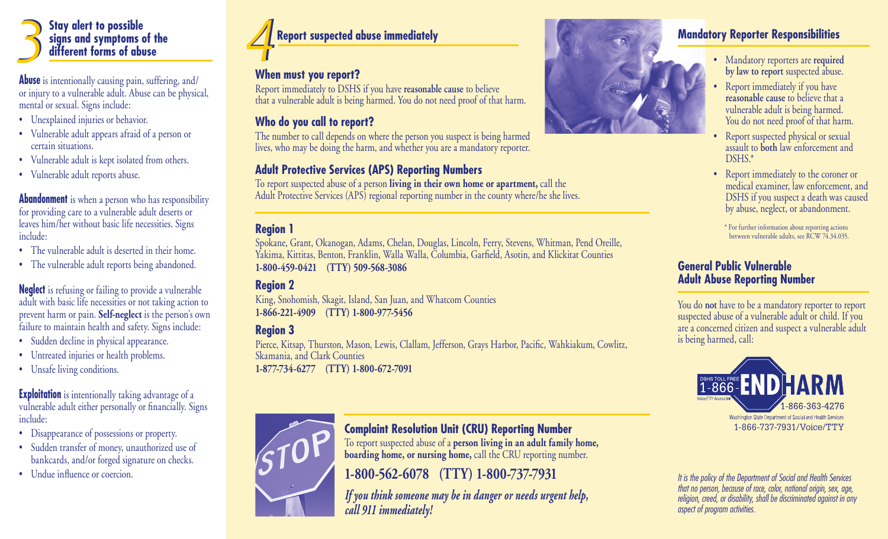## 3 Stay alert to possible signs and symptoms of the different forms of abuse

**Abuse** is intentionally causing pain, suffering, and/or injury to a vulnerable adult. Abuse can be physical, mental or sexual. Signs include:

- Unexplained injuries or behavior.
- Vulnerable adult appears afraid of a person or certain situations.
- Vulnerable adult is kept isolated from others.
- Vulnerable adult reports abuse.

**Abandonment** is when a person who has responsibility for providing care to a vulnerable adult deserts or leaves him/her without basic life necessities. Signs include:

- The vulnerable adult is deserted in their home.
- The vulnerable adult reports being abandoned.

**Neglect** is refusing or failing to provide a vulnerable adult with basic life necessities or not taking action to prevent harm or pain. **Self-neglect** is the person's own failure to maintain health and safety. Signs include:

- Sudden decline in physical appearance.
- Untreated injuries or health problems.
- Unsafe living conditions.

**Exploitation** is intentionally taking advantage of a vulnerable adult either personally or financially. Signs include:

- Disappearance of possessions or property.
- Sudden transfer of money, unauthorized use of bankcards, and/or forged signature on checks.
- Undue influence or coercion.

## 4 Report suspected abuse immediately

### When must you report?

Report immediately to DSHS if you have **reasonable cause** to believe that a vulnerable adult is being harmed. You do not need proof of that harm.

### Who do you call to report?

The number to call depends on where the person you suspect is being harmed lives, who may be doing the harm, and whether you are a mandatory reporter.

### Adult Protective Services (APS) Reporting Numbers

To report suspected abuse of a person **living in their own home or apartment,** call the Adult Protective Services (APS) regional reporting number in the county where/he she lives.

### Region 1

Spokane, Grant, Okanogan, Adams, Chelan, Douglas, Lincoln, Ferry, Stevens, Whitman, Pend Oreille, Yakima, Kittitas, Benton, Franklin, Walla Walla, Columbia, Garfield, Asotin, and Klickitat Counties

**1-800-459-0421 (TTY) 509-568-3086**

### Region 2

King, Snohomish, Skagit, Island, San Juan, and Whatcom Counties

**1-866-221-4909 (TTY) 1-800-977-5456**

### Region 3

Pierce, Kitsap, Thurston, Mason, Lewis, Clallam, Jefferson, Grays Harbor, Pacific, Wahkiakum, Cowlitz, Skamania, and Clark Counties

**1-877-734-6277 (TTY) 1-800-672-7091**

### Complaint Resolution Unit (CRU) Reporting Number

To report suspected abuse of a **person living in an adult family home, boarding home, or nursing home,** call the CRU reporting number.

**1-800-562-6078 (TTY) 1-800-737-7931**

***If you think someone may be in danger or needs urgent help, call 911 immediately!***

### Mandatory Reporter Responsibilities

- Mandatory reporters are **required by law to report** suspected abuse.
- Report immediately if you have **reasonable cause** to believe that a vulnerable adult is being harmed. You do not need proof of that harm.
- Report suspected physical or sexual assault to **both** law enforcement and DSHS.*
- Report immediately to the coroner or medical examiner, law enforcement, and DSHS if you suspect a death was caused by abuse, neglect, or abandonment.

\* For further information about reporting actions between vulnerable adults, see RCW 74.34.035.

### General Public Vulnerable Adult Abuse Reporting Number

You do **not** have to be a mandatory reporter to report suspected abuse of a vulnerable adult or child. If you are a concerned citizen and suspect a vulnerable adult is being harmed, call:

DSHS TOLL FREE 1-866-ENDHARM
Voice/TTY Accessible
1-866-363-4276
Washington State Department of Social and Health Services
1-866-737-7931/Voice/TTY

*It is the policy of the Department of Social and Health Services that no person, because of race, color, national origin, sex, age, religion, creed, or disability, shall be discriminated against in any aspect of program activities.*